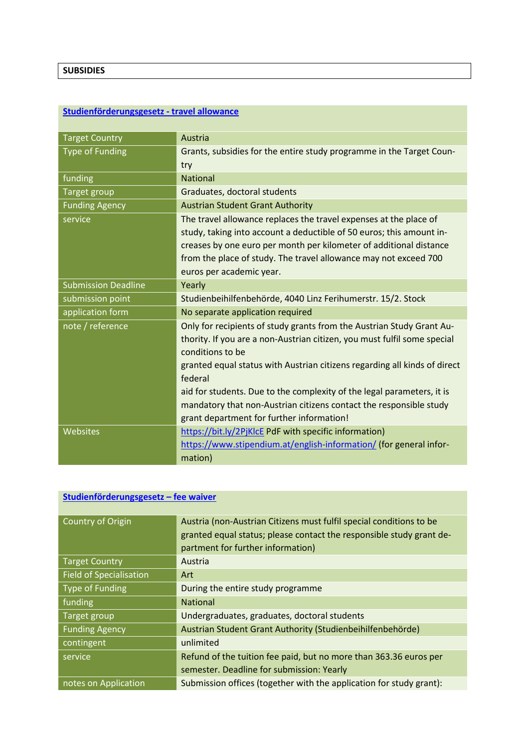**SUBSIDIES**

## [Studienförderungsgesetz - travel allowance]

| | |
|---|---|
| Target Country | Austria |
| Type of Funding | Grants, subsidies for the entire study programme in the Target Country |
| funding | National |
| Target group | Graduates, doctoral students |
| Funding Agency | Austrian Student Grant Authority |
| service | The travel allowance replaces the travel expenses at the place of study, taking into account a deductible of 50 euros; this amount increases by one euro per month per kilometer of additional distance from the place of study. The travel allowance may not exceed 700 euros per academic year. |
| Submission Deadline | Yearly |
| submission point | Studienbeihilfenbehörde, 4040 Linz Ferihumerstr. 15/2. Stock |
| application form | No separate application required |
| note / reference | Only for recipients of study grants from the Austrian Study Grant Authority. If you are a non-Austrian citizen, you must fulfil some special conditions to be granted equal status with Austrian citizens regarding all kinds of direct federal aid for students. Due to the complexity of the legal parameters, it is mandatory that non-Austrian citizens contact the responsible study grant department for further information! |
| Websites | https://bit.ly/2PjKlcE PdF with specific information) https://www.stipendium.at/english-information/ (for general information) |

## [Studienförderungsgesetz – fee waiver]

| | |
|---|---|
| Country of Origin | Austria (non-Austrian Citizens must fulfil special conditions to be granted equal status; please contact the responsible study grant department for further information) |
| Target Country | Austria |
| Field of Specialisation | Art |
| Type of Funding | During the entire study programme |
| funding | National |
| Target group | Undergraduates, graduates, doctoral students |
| Funding Agency | Austrian Student Grant Authority (Studienbeihilfenbehörde) |
| contingent | unlimited |
| service | Refund of the tuition fee paid, but no more than 363.36 euros per semester. Deadline for submission: Yearly |
| notes on Application | Submission offices (together with the application for study grant): |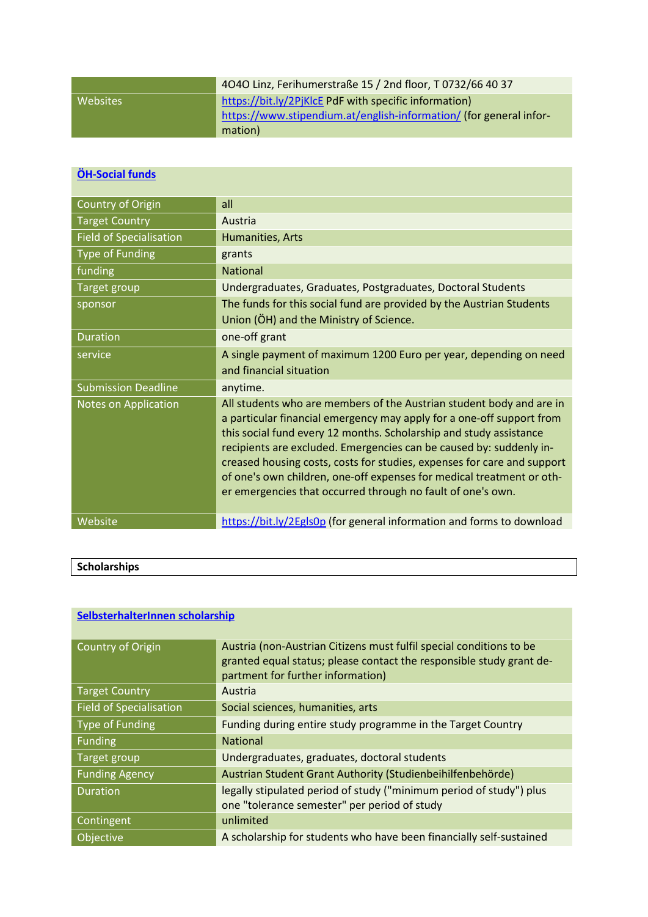| | |
|---|---|
| | 4040 Linz, Ferihumerstraße 15 / 2nd floor, T 0732/66 40 37 |
| Websites | https://bit.ly/2PjKlcE PdF with specific information) https://www.stipendium.at/english-information/ (for general information) |

| **ÖH-Social funds** | |
|---|---|
| Country of Origin | all |
| Target Country | Austria |
| Field of Specialisation | Humanities, Arts |
| Type of Funding | grants |
| funding | National |
| Target group | Undergraduates, Graduates, Postgraduates, Doctoral Students |
| sponsor | The funds for this social fund are provided by the Austrian Students Union (ÖH) and the Ministry of Science. |
| Duration | one-off grant |
| service | A single payment of maximum 1200 Euro per year, depending on need and financial situation |
| Submission Deadline | anytime. |
| Notes on Application | All students who are members of the Austrian student body and are in a particular financial emergency may apply for a one-off support from this social fund every 12 months. Scholarship and study assistance recipients are excluded. Emergencies can be caused by: suddenly increased housing costs, costs for studies, expenses for care and support of one's own children, one-off expenses for medical treatment or other emergencies that occurred through no fault of one's own. |
| Website | https://bit.ly/2Egls0p (for general information and forms to download |

**Scholarships**

| **SelbsterhalterInnen scholarship** | |
|---|---|
| Country of Origin | Austria (non-Austrian Citizens must fulfil special conditions to be granted equal status; please contact the responsible study grant department for further information) |
| Target Country | Austria |
| Field of Specialisation | Social sciences, humanities, arts |
| Type of Funding | Funding during entire study programme in the Target Country |
| Funding | National |
| Target group | Undergraduates, graduates, doctoral students |
| Funding Agency | Austrian Student Grant Authority (Studienbeihilfenbehörde) |
| Duration | legally stipulated period of study ("minimum period of study") plus one "tolerance semester" per period of study |
| Contingent | unlimited |
| Objective | A scholarship for students who have been financially self-sustained |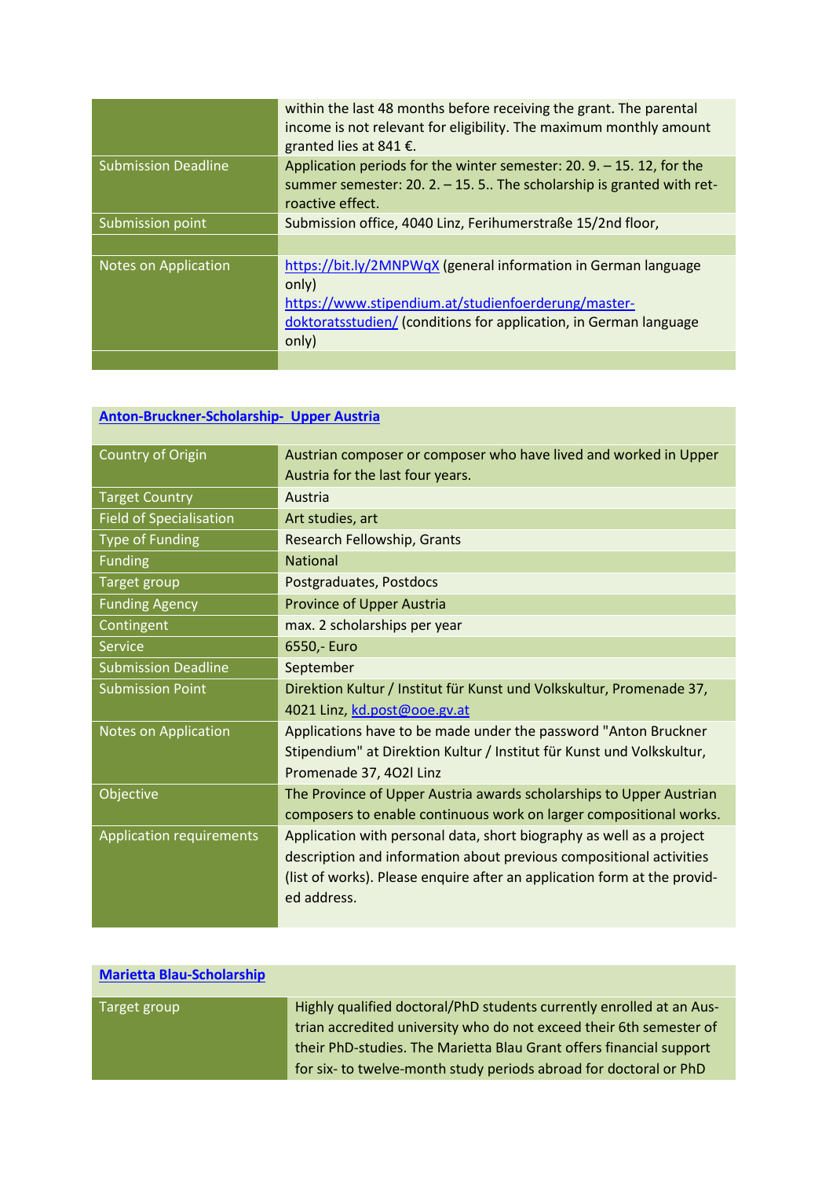| | |
|---|---|
| | within the last 48 months before receiving the grant. The parental income is not relevant for eligibility. The maximum monthly amount granted lies at 841 €. |
| Submission Deadline | Application periods for the winter semester: 20. 9. – 15. 12, for the summer semester: 20. 2. – 15. 5.. The scholarship is granted with retroactive effect. |
| Submission point | Submission office, 4040 Linz, Ferihumerstraße 15/2nd floor, |
| | |
| Notes on Application | https://bit.ly/2MNPWqX (general information in German language only)<br>https://www.stipendium.at/studienfoerderung/master-doktoratsstudien/ (conditions for application, in German language only) |
| | |

| **Anton-Bruckner-Scholarship- Upper Austria** | |
|---|---|
| Country of Origin | Austrian composer or composer who have lived and worked in Upper Austria for the last four years. |
| Target Country | Austria |
| Field of Specialisation | Art studies, art |
| Type of Funding | Research Fellowship, Grants |
| Funding | National |
| Target group | Postgraduates, Postdocs |
| Funding Agency | Province of Upper Austria |
| Contingent | max. 2 scholarships per year |
| Service | 6550,- Euro |
| Submission Deadline | September |
| Submission Point | Direktion Kultur / Institut für Kunst und Volkskultur, Promenade 37, 4021 Linz, kd.post@ooe.gv.at |
| Notes on Application | Applications have to be made under the password "Anton Bruckner Stipendium" at Direktion Kultur / Institut für Kunst und Volkskultur, Promenade 37, 4O2l Linz |
| Objective | The Province of Upper Austria awards scholarships to Upper Austrian composers to enable continuous work on larger compositional works. |
| Application requirements | Application with personal data, short biography as well as a project description and information about previous compositional activities (list of works). Please enquire after an application form at the provided address. |

| **Marietta Blau-Scholarship** | |
|---|---|
| Target group | Highly qualified doctoral/PhD students currently enrolled at an Austrian accredited university who do not exceed their 6th semester of their PhD-studies. The Marietta Blau Grant offers financial support for six- to twelve-month study periods abroad for doctoral or PhD |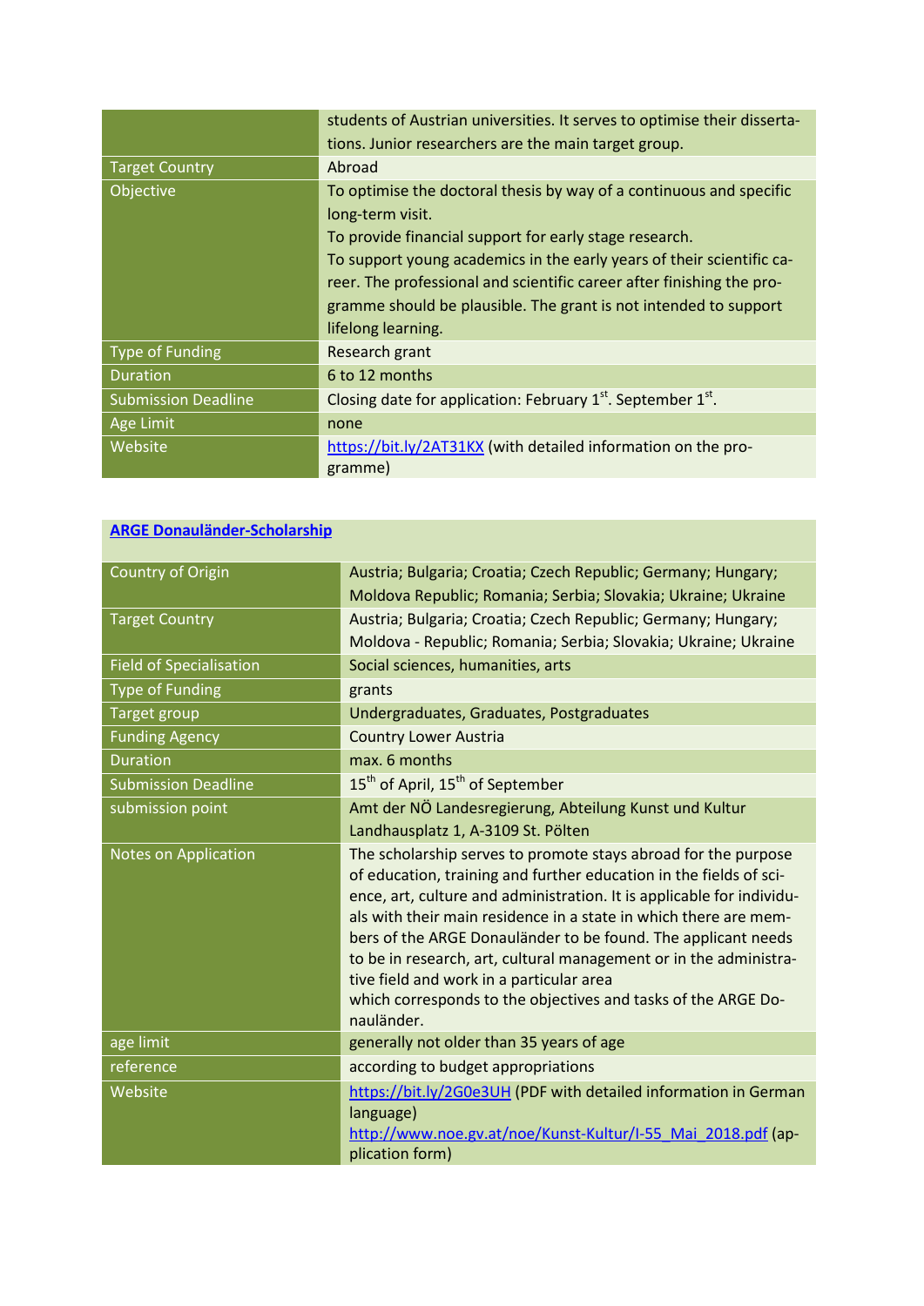| | |
|---|---|
| | students of Austrian universities. It serves to optimise their dissertations. Junior researchers are the main target group. |
| Target Country | Abroad |
| Objective | To optimise the doctoral thesis by way of a continuous and specific long-term visit.<br>To provide financial support for early stage research.<br>To support young academics in the early years of their scientific career. The professional and scientific career after finishing the programme should be plausible. The grant is not intended to support lifelong learning. |
| Type of Funding | Research grant |
| Duration | 6 to 12 months |
| Submission Deadline | Closing date for application: February 1st. September 1st. |
| Age Limit | none |
| Website | https://bit.ly/2AT31KX (with detailed information on the programme) |

| **ARGE Donauländer-Scholarship** | |
|---|---|
| Country of Origin | Austria; Bulgaria; Croatia; Czech Republic; Germany; Hungary; Moldova Republic; Romania; Serbia; Slovakia; Ukraine; Ukraine |
| Target Country | Austria; Bulgaria; Croatia; Czech Republic; Germany; Hungary; Moldova - Republic; Romania; Serbia; Slovakia; Ukraine; Ukraine |
| Field of Specialisation | Social sciences, humanities, arts |
| Type of Funding | grants |
| Target group | Undergraduates, Graduates, Postgraduates |
| Funding Agency | Country Lower Austria |
| Duration | max. 6 months |
| Submission Deadline | 15th of April, 15th of September |
| submission point | Amt der NÖ Landesregierung, Abteilung Kunst und Kultur Landhausplatz 1, A-3109 St. Pölten |
| Notes on Application | The scholarship serves to promote stays abroad for the purpose of education, training and further education in the fields of science, art, culture and administration. It is applicable for individuals with their main residence in a state in which there are members of the ARGE Donauländer to be found. The applicant needs to be in research, art, cultural management or in the administrative field and work in a particular area which corresponds to the objectives and tasks of the ARGE Donauländer. |
| age limit | generally not older than 35 years of age |
| reference | according to budget appropriations |
| Website | https://bit.ly/2G0e3UH (PDF with detailed information in German language)<br>http://www.noe.gv.at/noe/Kunst-Kultur/I-55_Mai_2018.pdf (application form) |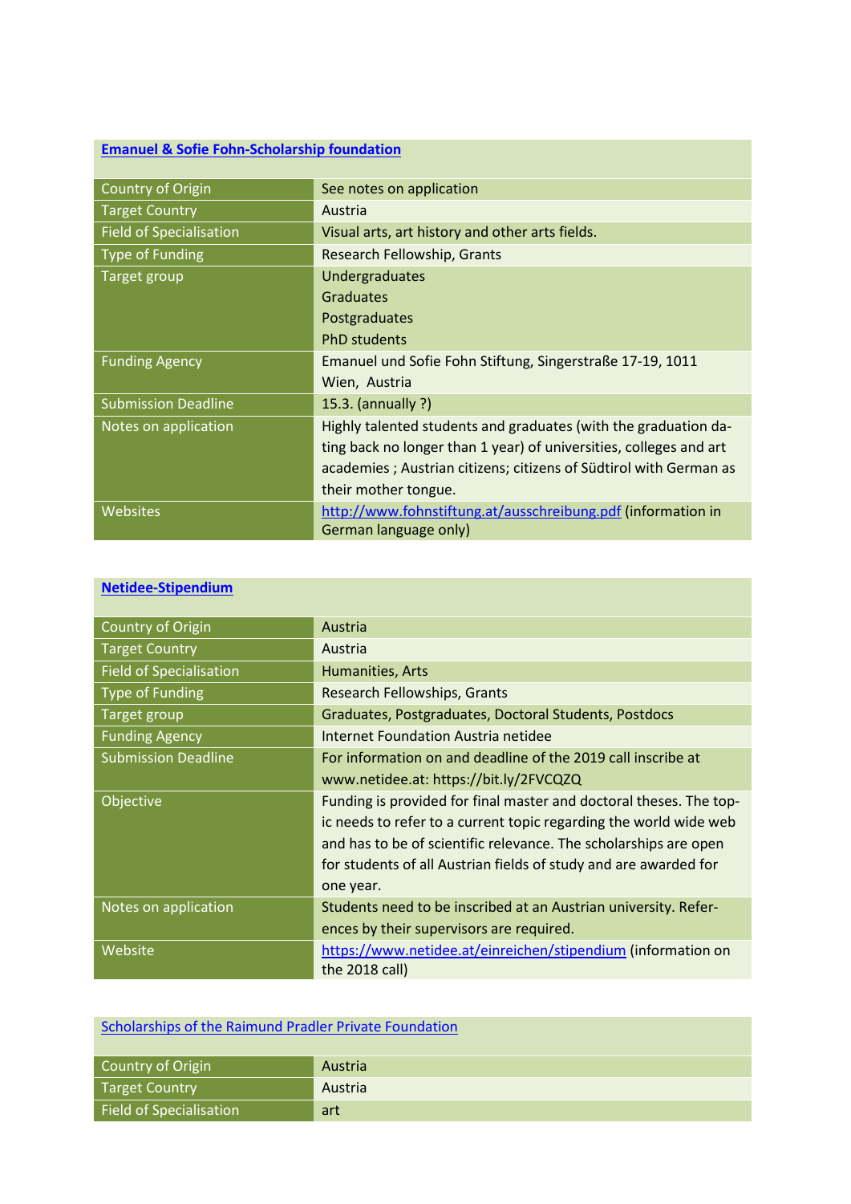| [Emanuel & Sofie Fohn-Scholarship foundation](http://www.fohnstiftung.at/ausschreibung.pdf) | |
|---|---|
| Country of Origin | See notes on application |
| Target Country | Austria |
| Field of Specialisation | Visual arts, art history and other arts fields. |
| Type of Funding | Research Fellowship, Grants |
| Target group | Undergraduates<br>Graduates<br>Postgraduates<br>PhD students |
| Funding Agency | Emanuel und Sofie Fohn Stiftung, Singerstraße 17-19, 1011 Wien, Austria |
| Submission Deadline | 15.3. (annually ?) |
| Notes on application | Highly talented students and graduates (with the graduation dating back no longer than 1 year) of universities, colleges and art academies ; Austrian citizens; citizens of Südtirol with German as their mother tongue. |
| Websites | [http://www.fohnstiftung.at/ausschreibung.pdf](http://www.fohnstiftung.at/ausschreibung.pdf) (information in German language only) |

| [Netidee-Stipendium](https://www.netidee.at/einreichen/stipendium) | |
|---|---|
| Country of Origin | Austria |
| Target Country | Austria |
| Field of Specialisation | Humanities, Arts |
| Type of Funding | Research Fellowships, Grants |
| Target group | Graduates, Postgraduates, Doctoral Students, Postdocs |
| Funding Agency | Internet Foundation Austria netidee |
| Submission Deadline | For information on and deadline of the 2019 call inscribe at www.netidee.at: https://bit.ly/2FVCQZQ |
| Objective | Funding is provided for final master and doctoral theses. The topic needs to refer to a current topic regarding the world wide web and has to be of scientific relevance. The scholarships are open for students of all Austrian fields of study and are awarded for one year. |
| Notes on application | Students need to be inscribed at an Austrian university. References by their supervisors are required. |
| Website | [https://www.netidee.at/einreichen/stipendium](https://www.netidee.at/einreichen/stipendium) (information on the 2018 call) |

| Scholarships of the Raimund Pradler Private Foundation | |
|---|---|
| Country of Origin | Austria |
| Target Country | Austria |
| Field of Specialisation | art |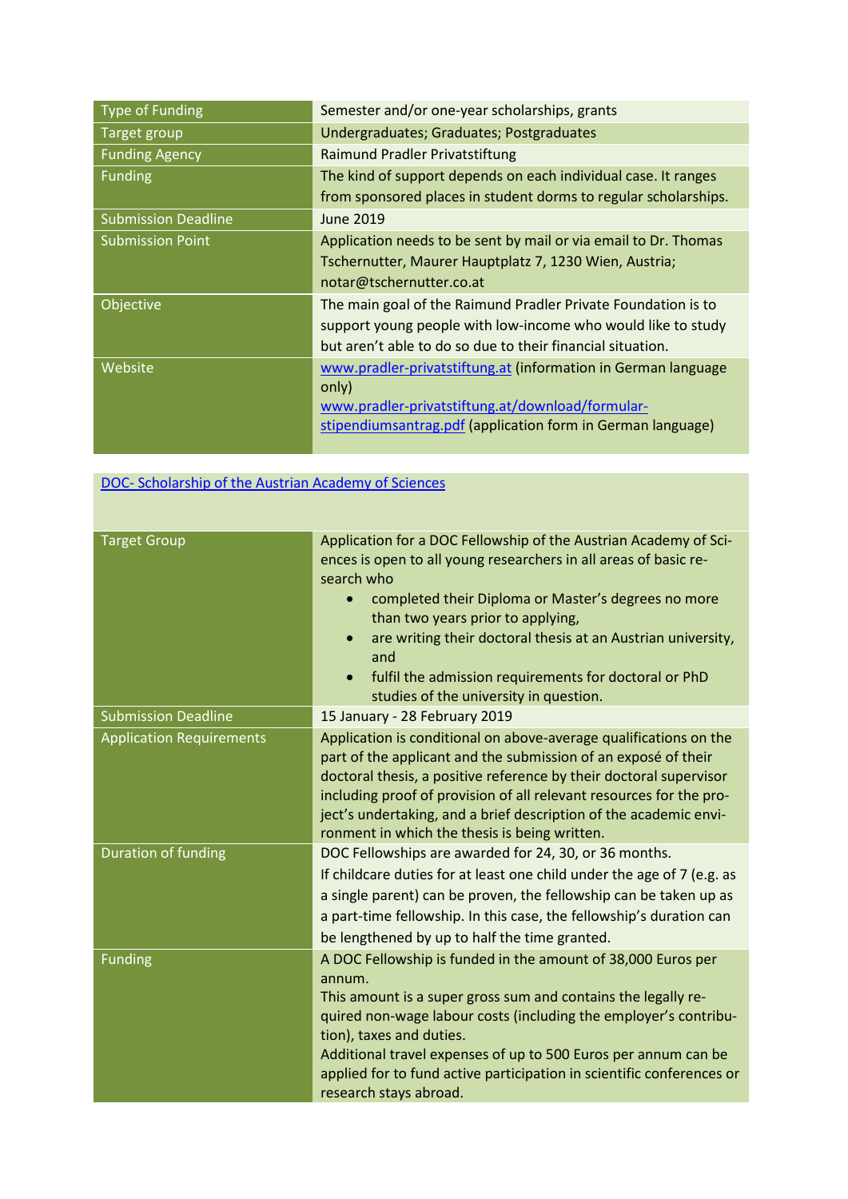| | |
|---|---|
| Type of Funding | Semester and/or one-year scholarships, grants |
| Target group | Undergraduates; Graduates; Postgraduates |
| Funding Agency | Raimund Pradler Privatstiftung |
| Funding | The kind of support depends on each individual case. It ranges from sponsored places in student dorms to regular scholarships. |
| Submission Deadline | June 2019 |
| Submission Point | Application needs to be sent by mail or via email to Dr. Thomas Tschernutter, Maurer Hauptplatz 7, 1230 Wien, Austria; notar@tschernutter.co.at |
| Objective | The main goal of the Raimund Pradler Private Foundation is to support young people with low-income who would like to study but aren't able to do so due to their financial situation. |
| Website | [www.pradler-privatstiftung.at](www.pradler-privatstiftung.at) (information in German language only)<br>[www.pradler-privatstiftung.at/download/formular-stipendiumsantrag.pdf](www.pradler-privatstiftung.at/download/formular-stipendiumsantrag.pdf) (application form in German language) |

## DOC- Scholarship of the Austrian Academy of Sciences

| | |
|---|---|
| Target Group | Application for a DOC Fellowship of the Austrian Academy of Sciences is open to all young researchers in all areas of basic research who<br>• completed their Diploma or Master's degrees no more than two years prior to applying,<br>• are writing their doctoral thesis at an Austrian university, and<br>• fulfil the admission requirements for doctoral or PhD studies of the university in question. |
| Submission Deadline | 15 January - 28 February 2019 |
| Application Requirements | Application is conditional on above-average qualifications on the part of the applicant and the submission of an exposé of their doctoral thesis, a positive reference by their doctoral supervisor including proof of provision of all relevant resources for the project's undertaking, and a brief description of the academic environment in which the thesis is being written. |
| Duration of funding | DOC Fellowships are awarded for 24, 30, or 36 months.<br>If childcare duties for at least one child under the age of 7 (e.g. as a single parent) can be proven, the fellowship can be taken up as a part-time fellowship. In this case, the fellowship's duration can be lengthened by up to half the time granted. |
| Funding | A DOC Fellowship is funded in the amount of 38,000 Euros per annum.<br>This amount is a super gross sum and contains the legally required non-wage labour costs (including the employer's contribution), taxes and duties.<br>Additional travel expenses of up to 500 Euros per annum can be applied for to fund active participation in scientific conferences or research stays abroad. |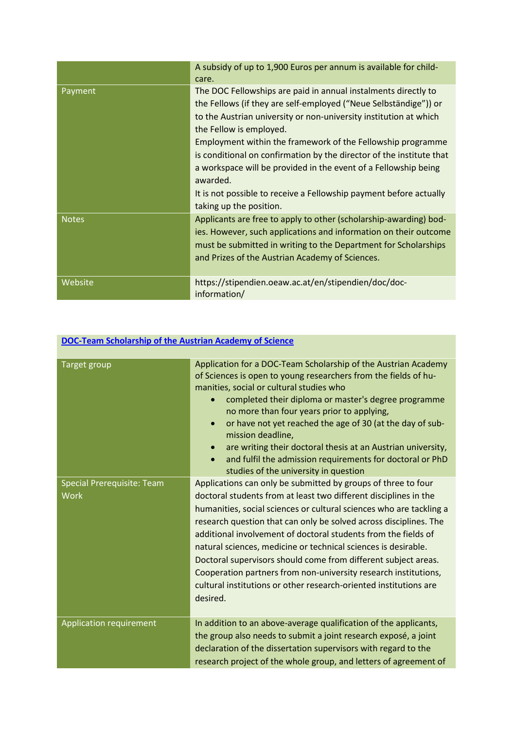| | |
|---|---|
| | A subsidy of up to 1,900 Euros per annum is available for child-care. |
| Payment | The DOC Fellowships are paid in annual instalments directly to the Fellows (if they are self-employed ("Neue Selbständige")) or to the Austrian university or non-university institution at which the Fellow is employed.<br>Employment within the framework of the Fellowship programme is conditional on confirmation by the director of the institute that a workspace will be provided in the event of a Fellowship being awarded.<br>It is not possible to receive a Fellowship payment before actually taking up the position. |
| Notes | Applicants are free to apply to other (scholarship-awarding) bodies. However, such applications and information on their outcome must be submitted in writing to the Department for Scholarships and Prizes of the Austrian Academy of Sciences. |
| Website | https://stipendien.oeaw.ac.at/en/stipendien/doc/doc-information/ |

| DOC-Team Scholarship of the Austrian Academy of Science | |
|---|---|
| Target group | Application for a DOC-Team Scholarship of the Austrian Academy of Sciences is open to young researchers from the fields of humanities, social or cultural studies who<br>• completed their diploma or master's degree programme no more than four years prior to applying,<br>• or have not yet reached the age of 30 (at the day of submission deadline,<br>• are writing their doctoral thesis at an Austrian university,<br>• and fulfil the admission requirements for doctoral or PhD studies of the university in question |
| Special Prerequisite: Team Work | Applications can only be submitted by groups of three to four doctoral students from at least two different disciplines in the humanities, social sciences or cultural sciences who are tackling a research question that can only be solved across disciplines. The additional involvement of doctoral students from the fields of natural sciences, medicine or technical sciences is desirable.<br>Doctoral supervisors should come from different subject areas. Cooperation partners from non-university research institutions, cultural institutions or other research-oriented institutions are desired. |
| Application requirement | In addition to an above-average qualification of the applicants, the group also needs to submit a joint research exposé, a joint declaration of the dissertation supervisors with regard to the research project of the whole group, and letters of agreement of |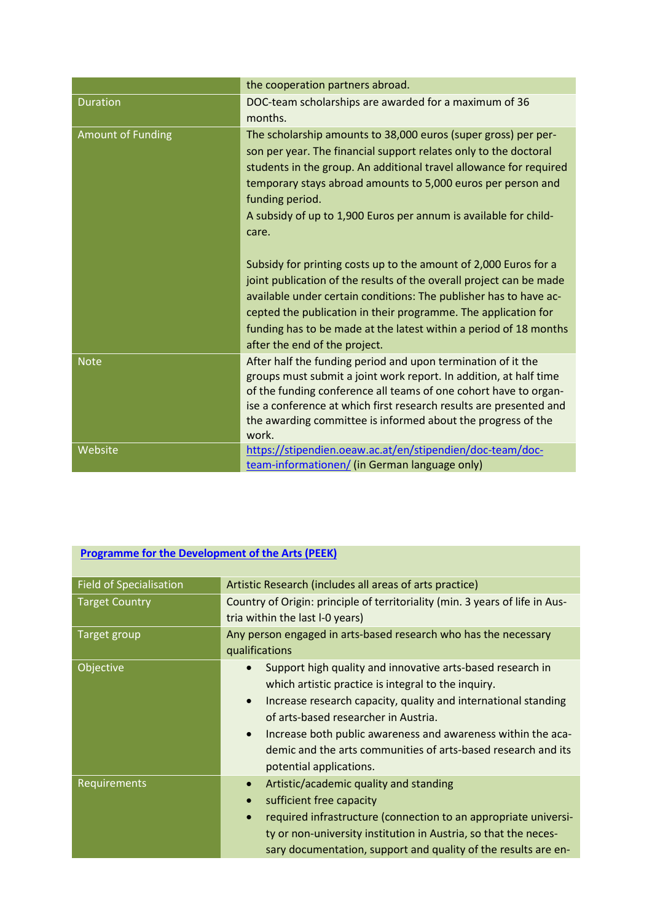|  |  |
|---|---|
|  | the cooperation partners abroad. |
| Duration | DOC-team scholarships are awarded for a maximum of 36 months. |
| Amount of Funding | The scholarship amounts to 38,000 euros (super gross) per person per year. The financial support relates only to the doctoral students in the group. An additional travel allowance for required temporary stays abroad amounts to 5,000 euros per person and funding period.<br>A subsidy of up to 1,900 Euros per annum is available for childcare.<br><br>Subsidy for printing costs up to the amount of 2,000 Euros for a joint publication of the results of the overall project can be made available under certain conditions: The publisher has to have accepted the publication in their programme. The application for funding has to be made at the latest within a period of 18 months after the end of the project. |
| Note | After half the funding period and upon termination of it the groups must submit a joint work report. In addition, at half time of the funding conference all teams of one cohort have to organise a conference at which first research results are presented and the awarding committee is informed about the progress of the work. |
| Website | [https://stipendien.oeaw.ac.at/en/stipendien/doc-team/doc-team-informationen/](https://stipendien.oeaw.ac.at/en/stipendien/doc-team/doc-team-informationen/) (in German language only) |

| **[Programme for the Development of the Arts (PEEK)]()** |  |
|---|---|
| Field of Specialisation | Artistic Research (includes all areas of arts practice) |
| Target Country | Country of Origin: principle of territoriality (min. 3 years of life in Austria within the last l-0 years) |
| Target group | Any person engaged in arts-based research who has the necessary qualifications |
| Objective | • Support high quality and innovative arts-based research in which artistic practice is integral to the inquiry.<br>• Increase research capacity, quality and international standing of arts-based researcher in Austria.<br>• Increase both public awareness and awareness within the academic and the arts communities of arts-based research and its potential applications. |
| Requirements | • Artistic/academic quality and standing<br>• sufficient free capacity<br>• required infrastructure (connection to an appropriate university or non-university institution in Austria, so that the necessary documentation, support and quality of the results are en- |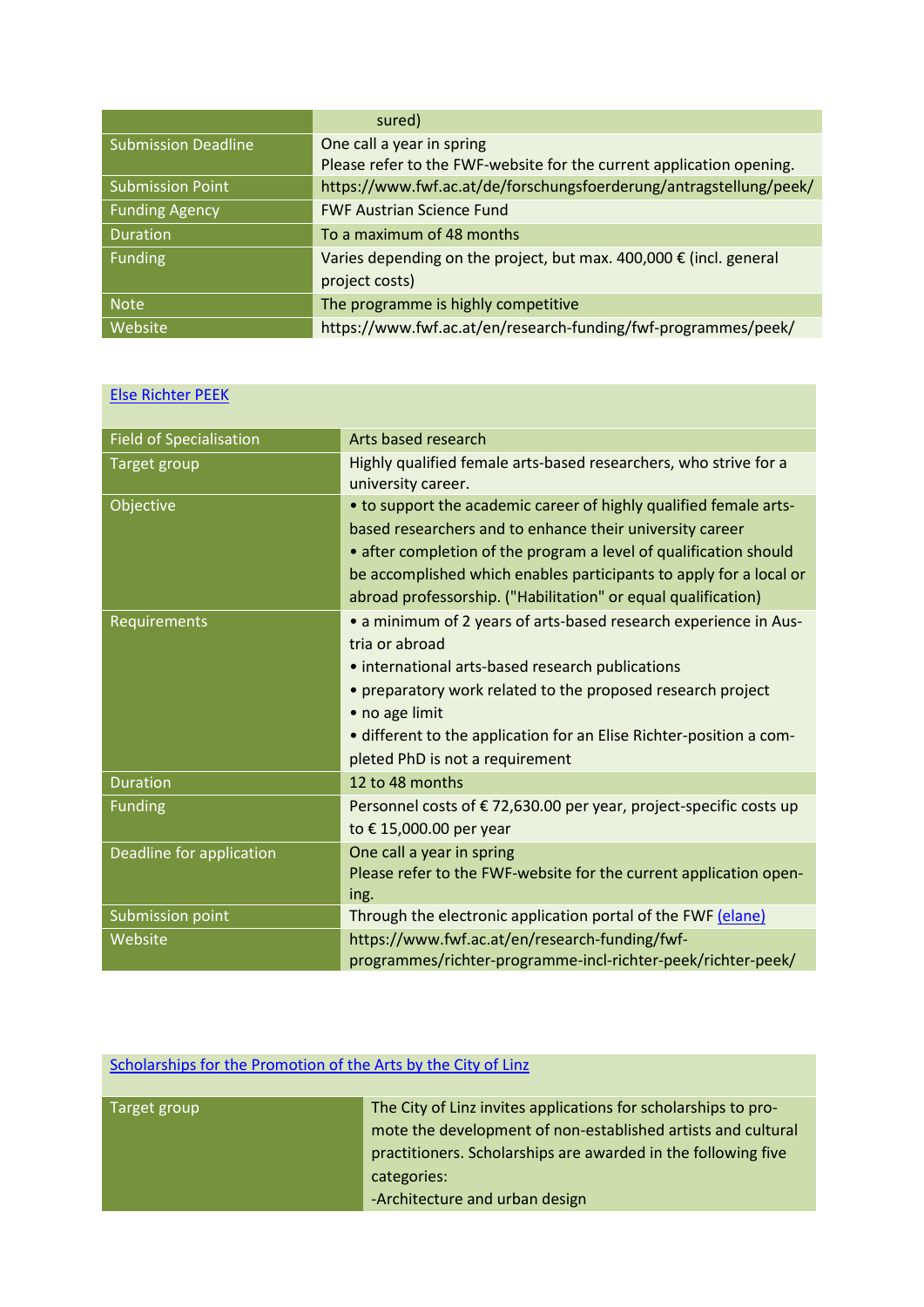| | |
|---|---|
| | sured) |
| Submission Deadline | One call a year in spring<br>Please refer to the FWF-website for the current application opening. |
| Submission Point | https://www.fwf.ac.at/de/forschungsfoerderung/antragstellung/peek/ |
| Funding Agency | FWF Austrian Science Fund |
| Duration | To a maximum of 48 months |
| Funding | Varies depending on the project, but max. 400,000 € (incl. general project costs) |
| Note | The programme is highly competitive |
| Website | https://www.fwf.ac.at/en/research-funding/fwf-programmes/peek/ |

| [Else Richter PEEK]() | |
|---|---|
| Field of Specialisation | Arts based research |
| Target group | Highly qualified female arts-based researchers, who strive for a university career. |
| Objective | • to support the academic career of highly qualified female arts-based researchers and to enhance their university career<br>• after completion of the program a level of qualification should be accomplished which enables participants to apply for a local or abroad professorship. ("Habilitation" or equal qualification) |
| Requirements | • a minimum of 2 years of arts-based research experience in Austria or abroad<br>• international arts-based research publications<br>• preparatory work related to the proposed research project<br>• no age limit<br>• different to the application for an Elise Richter-position a completed PhD is not a requirement |
| Duration | 12 to 48 months |
| Funding | Personnel costs of € 72,630.00 per year, project-specific costs up to € 15,000.00 per year |
| Deadline for application | One call a year in spring<br>Please refer to the FWF-website for the current application opening. |
| Submission point | Through the electronic application portal of the FWF [(elane)]() |
| Website | https://www.fwf.ac.at/en/research-funding/fwf-programmes/richter-programme-incl-richter-peek/richter-peek/ |

| [Scholarships for the Promotion of the Arts by the City of Linz]() | |
|---|---|
| Target group | The City of Linz invites applications for scholarships to promote the development of non-established artists and cultural practitioners. Scholarships are awarded in the following five categories:<br>-Architecture and urban design |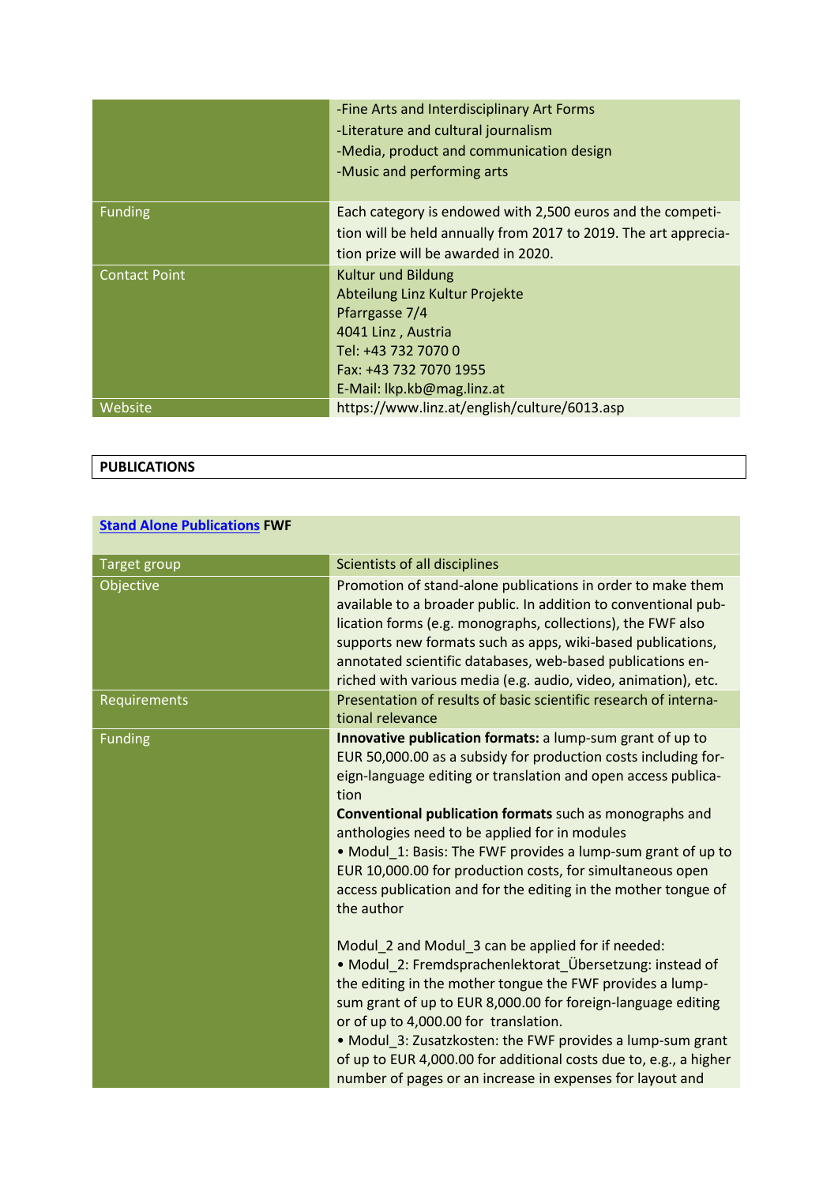| | |
|---|---|
| | -Fine Arts and Interdisciplinary Art Forms<br>-Literature and cultural journalism<br>-Media, product and communication design<br>-Music and performing arts |
| Funding | Each category is endowed with 2,500 euros and the competition will be held annually from 2017 to 2019. The art appreciation prize will be awarded in 2020. |
| Contact Point | Kultur und Bildung<br>Abteilung Linz Kultur Projekte<br>Pfarrgasse 7/4<br>4041 Linz , Austria<br>Tel: +43 732 7070 0<br>Fax: +43 732 7070 1955<br>E-Mail: lkp.kb@mag.linz.at |
| Website | https://www.linz.at/english/culture/6013.asp |

## PUBLICATIONS

| **Stand Alone Publications FWF** | |
|---|---|
| Target group | Scientists of all disciplines |
| Objective | Promotion of stand-alone publications in order to make them available to a broader public. In addition to conventional publication forms (e.g. monographs, collections), the FWF also supports new formats such as apps, wiki-based publications, annotated scientific databases, web-based publications enriched with various media (e.g. audio, video, animation), etc. |
| Requirements | Presentation of results of basic scientific research of international relevance |
| Funding | **Innovative publication formats:** a lump-sum grant of up to EUR 50,000.00 as a subsidy for production costs including foreign-language editing or translation and open access publication<br>**Conventional publication formats** such as monographs and anthologies need to be applied for in modules<br>• Modul_1: Basis: The FWF provides a lump-sum grant of up to EUR 10,000.00 for production costs, for simultaneous open access publication and for the editing in the mother tongue of the author<br><br>Modul_2 and Modul_3 can be applied for if needed:<br>• Modul_2: Fremdsprachenlektorat_Übersetzung: instead of the editing in the mother tongue the FWF provides a lump-sum grant of up to EUR 8,000.00 for foreign-language editing or of up to 4,000.00 for translation.<br>• Modul_3: Zusatzkosten: the FWF provides a lump-sum grant of up to EUR 4,000.00 for additional costs due to, e.g., a higher number of pages or an increase in expenses for layout and |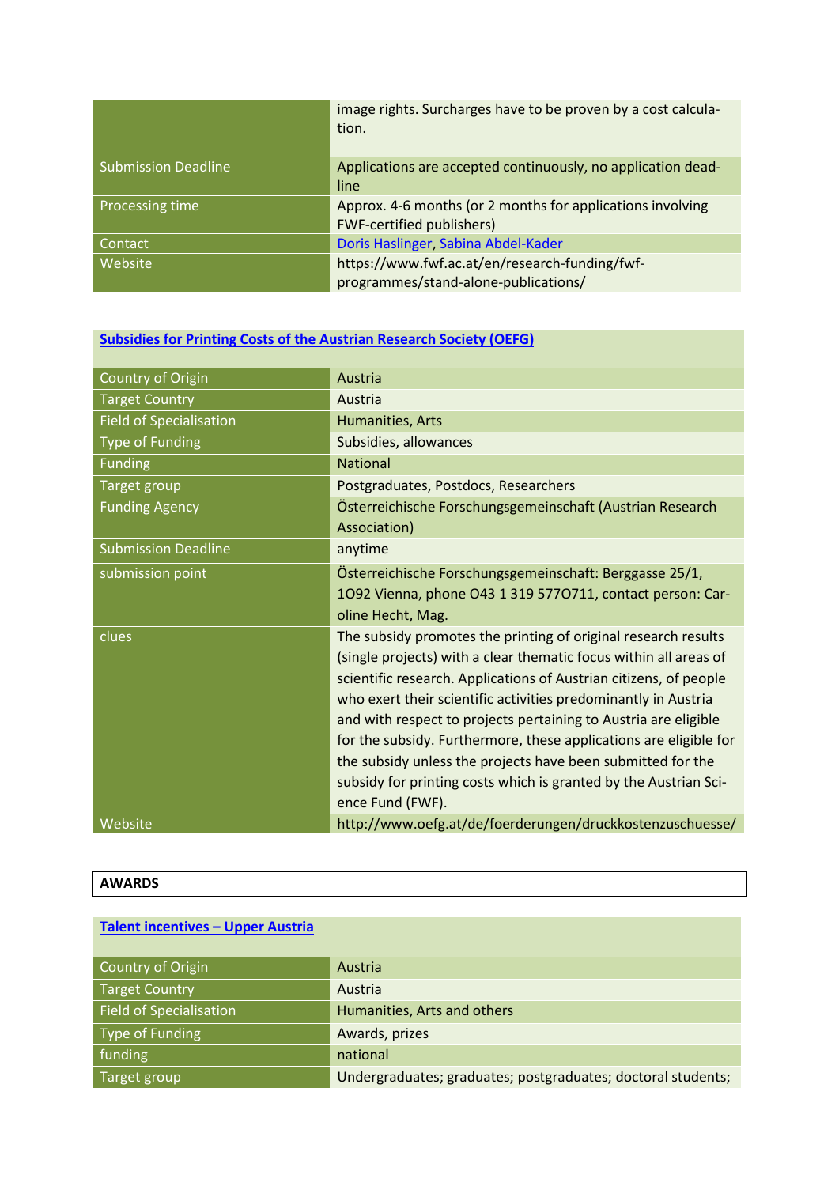| | |
|---|---|
| | image rights. Surcharges have to be proven by a cost calculation. |
| Submission Deadline | Applications are accepted continuously, no application deadline |
| Processing time | Approx. 4-6 months (or 2 months for applications involving FWF-certified publishers) |
| Contact | Doris Haslinger, Sabina Abdel-Kader |
| Website | https://www.fwf.ac.at/en/research-funding/fwf-programmes/stand-alone-publications/ |

| Subsidies for Printing Costs of the Austrian Research Society (OEFG) | |
|---|---|
| Country of Origin | Austria |
| Target Country | Austria |
| Field of Specialisation | Humanities, Arts |
| Type of Funding | Subsidies, allowances |
| Funding | National |
| Target group | Postgraduates, Postdocs, Researchers |
| Funding Agency | Österreichische Forschungsgemeinschaft (Austrian Research Association) |
| Submission Deadline | anytime |
| submission point | Österreichische Forschungsgemeinschaft: Berggasse 25/1, 1092 Vienna, phone 043 1 319 5770711, contact person: Caroline Hecht, Mag. |
| clues | The subsidy promotes the printing of original research results (single projects) with a clear thematic focus within all areas of scientific research. Applications of Austrian citizens, of people who exert their scientific activities predominantly in Austria and with respect to projects pertaining to Austria are eligible for the subsidy. Furthermore, these applications are eligible for the subsidy unless the projects have been submitted for the subsidy for printing costs which is granted by the Austrian Science Fund (FWF). |
| Website | http://www.oefg.at/de/foerderungen/druckkostenzuschuesse/ |

**AWARDS**

| Talent incentives – Upper Austria | |
|---|---|
| Country of Origin | Austria |
| Target Country | Austria |
| Field of Specialisation | Humanities, Arts and others |
| Type of Funding | Awards, prizes |
| funding | national |
| Target group | Undergraduates; graduates; postgraduates; doctoral students; |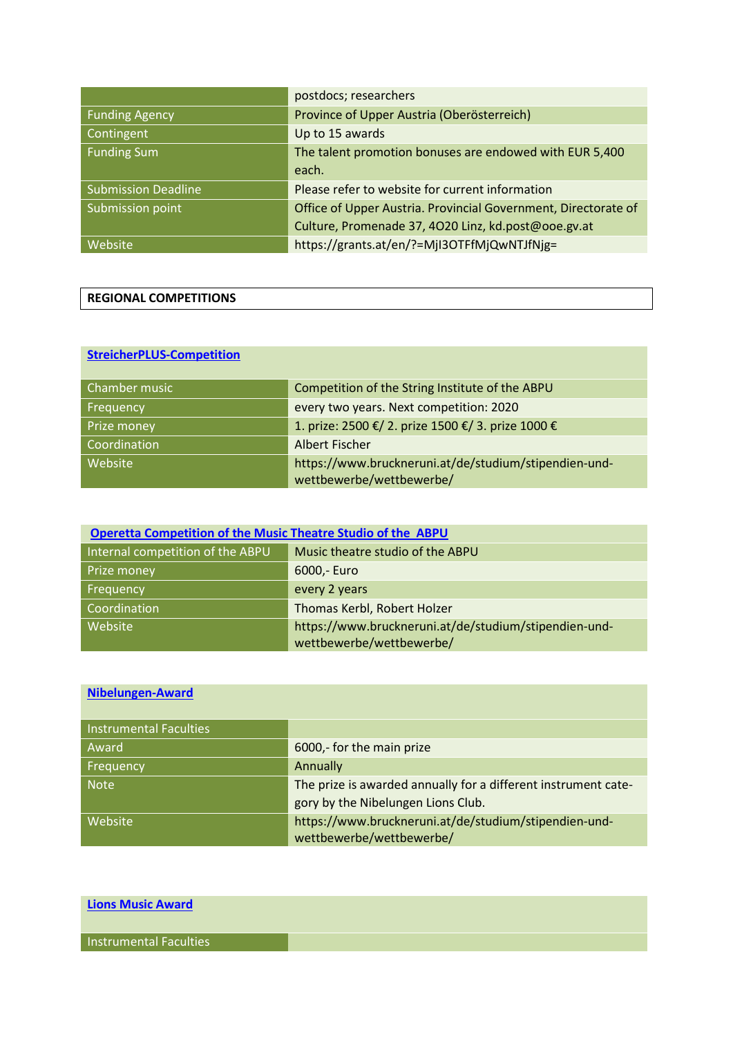| | postdocs; researchers |
|---|---|
| Funding Agency | Province of Upper Austria (Oberösterreich) |
| Contingent | Up to 15 awards |
| Funding Sum | The talent promotion bonuses are endowed with EUR 5,400 each. |
| Submission Deadline | Please refer to website for current information |
| Submission point | Office of Upper Austria. Provincial Government, Directorate of Culture, Promenade 37, 4020 Linz, kd.post@ooe.gv.at |
| Website | https://grants.at/en/?=MjI3OTFfMjQwNTJfNjg= |

## REGIONAL COMPETITIONS

### StreicherPLUS-Competition

| Chamber music | Competition of the String Institute of the ABPU |
|---|---|
| Frequency | every two years. Next competition: 2020 |
| Prize money | 1. prize: 2500 €/ 2. prize 1500 €/ 3. prize 1000 € |
| Coordination | Albert Fischer |
| Website | https://www.bruckneruni.at/de/studium/stipendien-und-wettbewerbe/wettbewerbe/ |

### Operetta Competition of the Music Theatre Studio of the ABPU

| Internal competition of the ABPU | Music theatre studio of the ABPU |
|---|---|
| Prize money | 6000,- Euro |
| Frequency | every 2 years |
| Coordination | Thomas Kerbl, Robert Holzer |
| Website | https://www.bruckneruni.at/de/studium/stipendien-und-wettbewerbe/wettbewerbe/ |

### Nibelungen-Award

| Instrumental Faculties | |
|---|---|
| Award | 6000,- for the main prize |
| Frequency | Annually |
| Note | The prize is awarded annually for a different instrument category by the Nibelungen Lions Club. |
| Website | https://www.bruckneruni.at/de/studium/stipendien-und-wettbewerbe/wettbewerbe/ |

### Lions Music Award

| Instrumental Faculties | |
|---|---|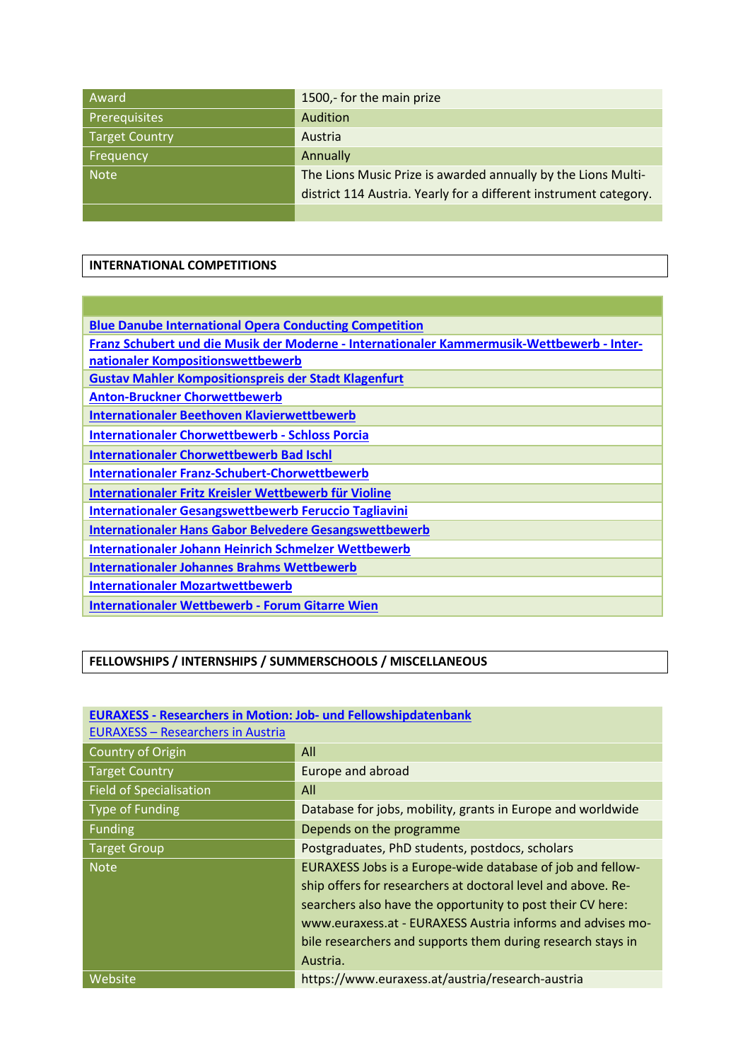| | |
|---|---|
| Award | 1500,- for the main prize |
| Prerequisites | Audition |
| Target Country | Austria |
| Frequency | Annually |
| Note | The Lions Music Prize is awarded annually by the Lions Multi-district 114 Austria. Yearly for a different instrument category. |
| | |

## INTERNATIONAL COMPETITIONS

| |
|---|
| **Blue Danube International Opera Conducting Competition** |
| **Franz Schubert und die Musik der Moderne - Internationaler Kammermusik-Wettbewerb - Internationaler Kompositionswettbewerb** |
| **Gustav Mahler Kompositionspreis der Stadt Klagenfurt** |
| **Anton-Bruckner Chorwettbewerb** |
| **Internationaler Beethoven Klavierwettbewerb** |
| **Internationaler Chorwettbewerb - Schloss Porcia** |
| **Internationaler Chorwettbewerb Bad Ischl** |
| **Internationaler Franz-Schubert-Chorwettbewerb** |
| **Internationaler Fritz Kreisler Wettbewerb für Violine** |
| **Internationaler Gesangswettbewerb Feruccio Tagliavini** |
| **Internationaler Hans Gabor Belvedere Gesangswettbewerb** |
| **Internationaler Johann Heinrich Schmelzer Wettbewerb** |
| **Internationaler Johannes Brahms Wettbewerb** |
| **Internationaler Mozartwettbewerb** |
| **Internationaler Wettbewerb - Forum Gitarre Wien** |

## FELLOWSHIPS / INTERNSHIPS / SUMMERSCHOOLS / MISCELLANEOUS

| **EURAXESS - Researchers in Motion: Job- und Fellowshipdatenbank**<br>EURAXESS – Researchers in Austria | |
|---|---|
| Country of Origin | All |
| Target Country | Europe and abroad |
| Field of Specialisation | All |
| Type of Funding | Database for jobs, mobility, grants in Europe and worldwide |
| Funding | Depends on the programme |
| Target Group | Postgraduates, PhD students, postdocs, scholars |
| Note | EURAXESS Jobs is a Europe-wide database of job and fellowship offers for researchers at doctoral level and above. Researchers also have the opportunity to post their CV here: www.euraxess.at - EURAXESS Austria informs and advises mobile researchers and supports them during research stays in Austria. |
| Website | https://www.euraxess.at/austria/research-austria |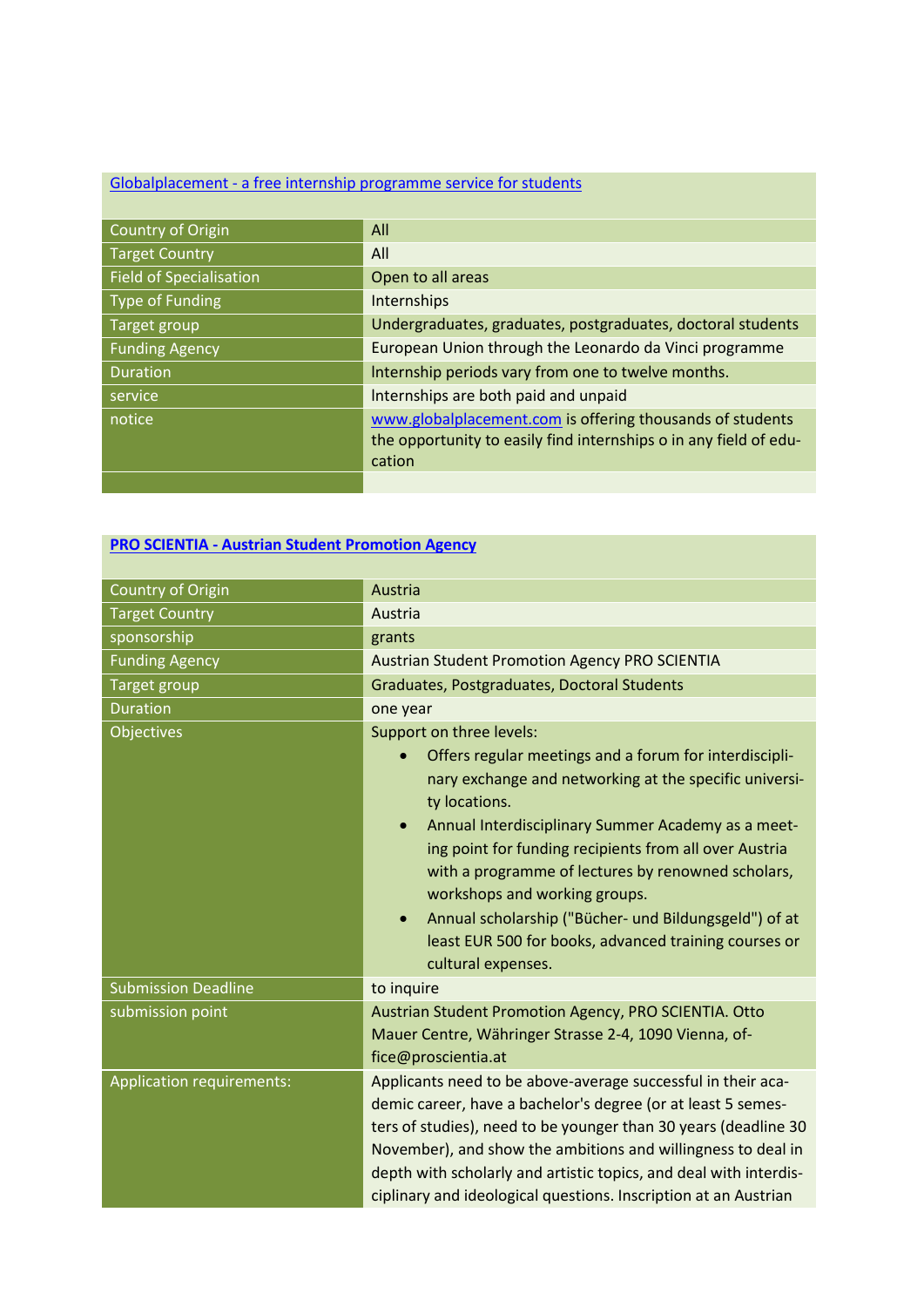| [Globalplacement - a free internship programme service for students](http://www.globalplacement.com) | |
|---|---|
| Country of Origin | All |
| Target Country | All |
| Field of Specialisation | Open to all areas |
| Type of Funding | Internships |
| Target group | Undergraduates, graduates, postgraduates, doctoral students |
| Funding Agency | European Union through the Leonardo da Vinci programme |
| Duration | Internship periods vary from one to twelve months. |
| service | Internships are both paid and unpaid |
| notice | [www.globalplacement.com](http://www.globalplacement.com) is offering thousands of students the opportunity to easily find internships o in any field of education |
| | |

| **PRO SCIENTIA - Austrian Student Promotion Agency** | |
|---|---|
| Country of Origin | Austria |
| Target Country | Austria |
| sponsorship | grants |
| Funding Agency | Austrian Student Promotion Agency PRO SCIENTIA |
| Target group | Graduates, Postgraduates, Doctoral Students |
| Duration | one year |
| Objectives | Support on three levels:<br>• Offers regular meetings and a forum for interdisciplinary exchange and networking at the specific university locations.<br>• Annual Interdisciplinary Summer Academy as a meeting point for funding recipients from all over Austria with a programme of lectures by renowned scholars, workshops and working groups.<br>• Annual scholarship ("Bücher- und Bildungsgeld") of at least EUR 500 for books, advanced training courses or cultural expenses. |
| Submission Deadline | to inquire |
| submission point | Austrian Student Promotion Agency, PRO SCIENTIA. Otto Mauer Centre, Währinger Strasse 2-4, 1090 Vienna, office@proscientia.at |
| Application requirements: | Applicants need to be above-average successful in their academic career, have a bachelor's degree (or at least 5 semesters of studies), need to be younger than 30 years (deadline 30 November), and show the ambitions and willingness to deal in depth with scholarly and artistic topics, and deal with interdisciplinary and ideological questions. Inscription at an Austrian |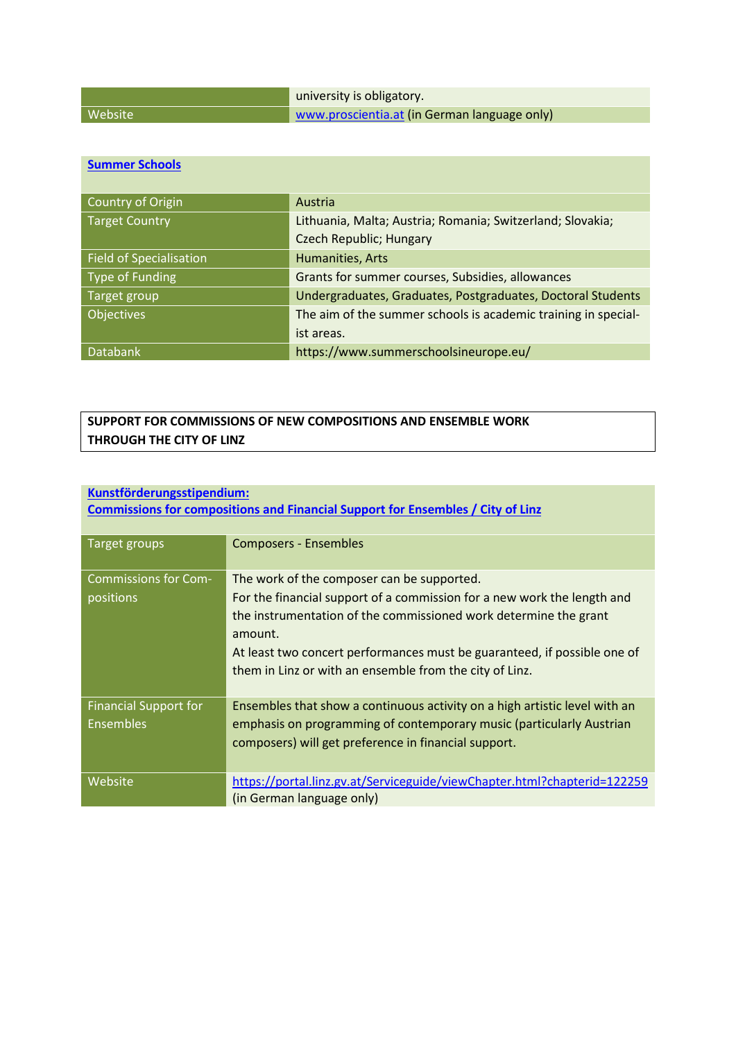| | |
|---|---|
| | university is obligatory. |
| Website | [www.proscientia.at](http://www.proscientia.at) (in German language only) |

| **[Summer Schools]()** | |
|---|---|
| Country of Origin | Austria |
| Target Country | Lithuania, Malta; Austria; Romania; Switzerland; Slovakia; Czech Republic; Hungary |
| Field of Specialisation | Humanities, Arts |
| Type of Funding | Grants for summer courses, Subsidies, allowances |
| Target group | Undergraduates, Graduates, Postgraduates, Doctoral Students |
| Objectives | The aim of the summer schools is academic training in specialist areas. |
| Databank | https://www.summerschoolsineurope.eu/ |

**SUPPORT FOR COMMISSIONS OF NEW COMPOSITIONS AND ENSEMBLE WORK THROUGH THE CITY OF LINZ**

| **Kunstförderungsstipendium: Commissions for compositions and Financial Support for Ensembles / City of Linz** | |
|---|---|
| Target groups | Composers - Ensembles |
| Commissions for Compositions | The work of the composer can be supported.<br>For the financial support of a commission for a new work the length and the instrumentation of the commissioned work determine the grant amount.<br>At least two concert performances must be guaranteed, if possible one of them in Linz or with an ensemble from the city of Linz. |
| Financial Support for Ensembles | Ensembles that show a continuous activity on a high artistic level with an emphasis on programming of contemporary music (particularly Austrian composers) will get preference in financial support. |
| Website | [https://portal.linz.gv.at/Serviceguide/viewChapter.html?chapterid=122259](https://portal.linz.gv.at/Serviceguide/viewChapter.html?chapterid=122259)<br>(in German language only) |